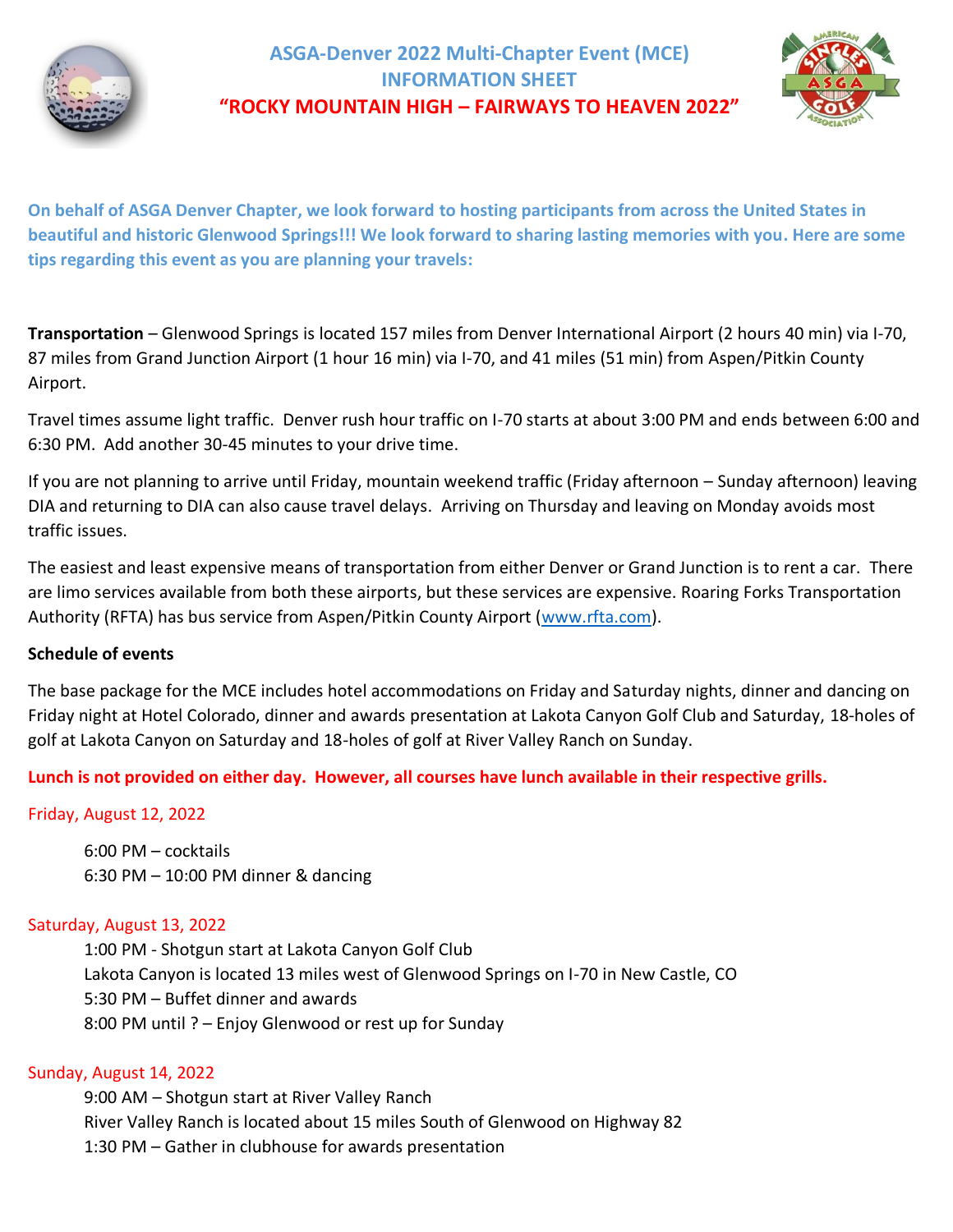# ASGA-Denver 2022 Multi-Chapter Event (MCE)
## INFORMATION SHEET
## "ROCKY MOUNTAIN HIGH – FAIRWAYS TO HEAVEN 2022"

**On behalf of ASGA Denver Chapter, we look forward to hosting participants from across the United States in beautiful and historic Glenwood Springs!!! We look forward to sharing lasting memories with you. Here are some tips regarding this event as you are planning your travels:**

**Transportation** – Glenwood Springs is located 157 miles from Denver International Airport (2 hours 40 min) via I-70, 87 miles from Grand Junction Airport (1 hour 16 min) via I-70, and 41 miles (51 min) from Aspen/Pitkin County Airport.

Travel times assume light traffic. Denver rush hour traffic on I-70 starts at about 3:00 PM and ends between 6:00 and 6:30 PM. Add another 30-45 minutes to your drive time.

If you are not planning to arrive until Friday, mountain weekend traffic (Friday afternoon – Sunday afternoon) leaving DIA and returning to DIA can also cause travel delays. Arriving on Thursday and leaving on Monday avoids most traffic issues.

The easiest and least expensive means of transportation from either Denver or Grand Junction is to rent a car. There are limo services available from both these airports, but these services are expensive. Roaring Forks Transportation Authority (RFTA) has bus service from Aspen/Pitkin County Airport (www.rfta.com).

**Schedule of events**

The base package for the MCE includes hotel accommodations on Friday and Saturday nights, dinner and dancing on Friday night at Hotel Colorado, dinner and awards presentation at Lakota Canyon Golf Club and Saturday, 18-holes of golf at Lakota Canyon on Saturday and 18-holes of golf at River Valley Ranch on Sunday.

**Lunch is not provided on either day. However, all courses have lunch available in their respective grills.**

Friday, August 12, 2022

- 6:00 PM – cocktails
- 6:30 PM – 10:00 PM dinner & dancing

Saturday, August 13, 2022

- 1:00 PM - Shotgun start at Lakota Canyon Golf Club
  Lakota Canyon is located 13 miles west of Glenwood Springs on I-70 in New Castle, CO
- 5:30 PM – Buffet dinner and awards
- 8:00 PM until ? – Enjoy Glenwood or rest up for Sunday

Sunday, August 14, 2022

- 9:00 AM – Shotgun start at River Valley Ranch
  River Valley Ranch is located about 15 miles South of Glenwood on Highway 82
- 1:30 PM – Gather in clubhouse for awards presentation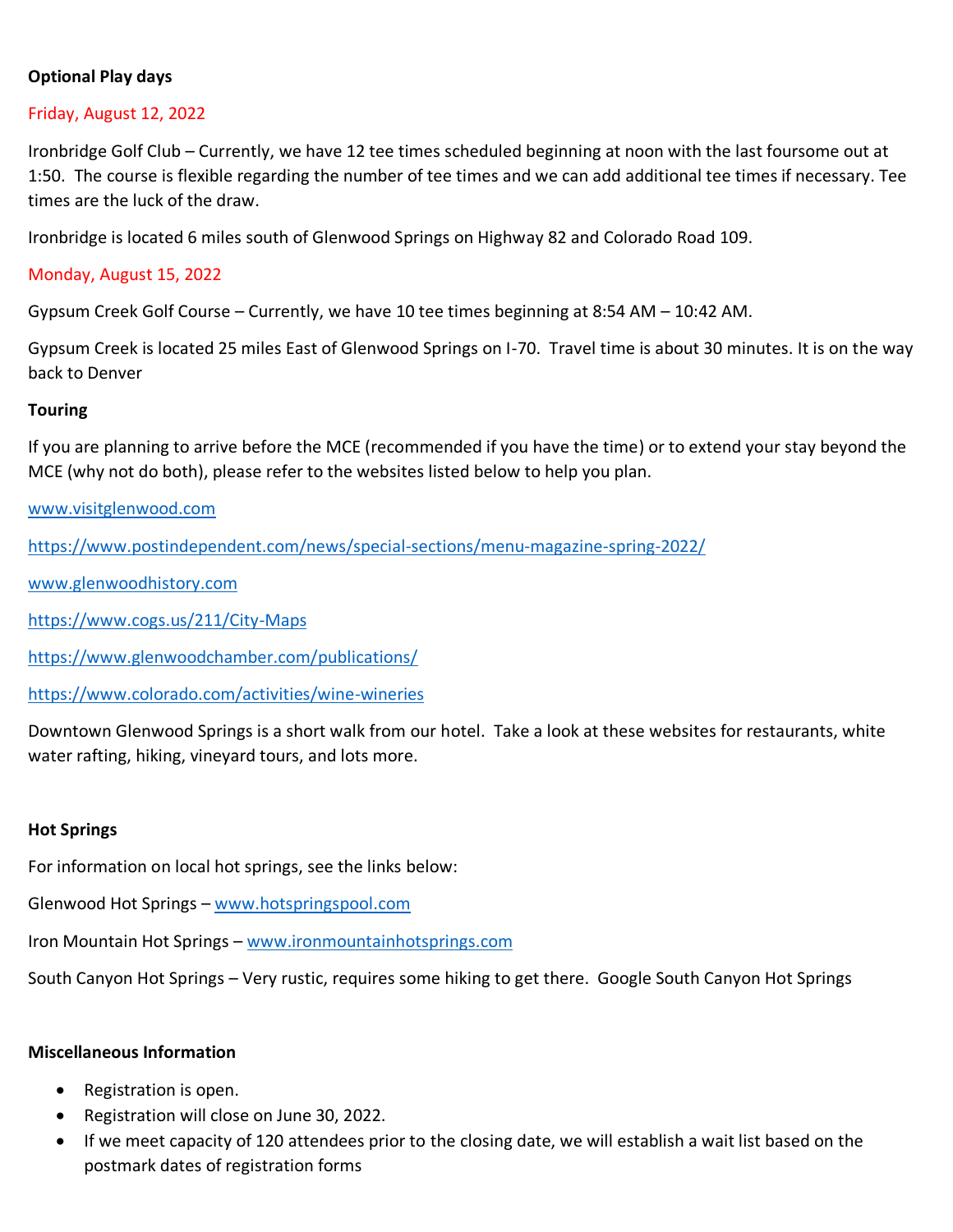**Optional Play days**

Friday, August 12, 2022

Ironbridge Golf Club – Currently, we have 12 tee times scheduled beginning at noon with the last foursome out at 1:50. The course is flexible regarding the number of tee times and we can add additional tee times if necessary. Tee times are the luck of the draw.

Ironbridge is located 6 miles south of Glenwood Springs on Highway 82 and Colorado Road 109.

Monday, August 15, 2022

Gypsum Creek Golf Course – Currently, we have 10 tee times beginning at 8:54 AM – 10:42 AM.

Gypsum Creek is located 25 miles East of Glenwood Springs on I-70. Travel time is about 30 minutes. It is on the way back to Denver

**Touring**

If you are planning to arrive before the MCE (recommended if you have the time) or to extend your stay beyond the MCE (why not do both), please refer to the websites listed below to help you plan.

www.visitglenwood.com

https://www.postindependent.com/news/special-sections/menu-magazine-spring-2022/

www.glenwoodhistory.com

https://www.cogs.us/211/City-Maps

https://www.glenwoodchamber.com/publications/

https://www.colorado.com/activities/wine-wineries

Downtown Glenwood Springs is a short walk from our hotel. Take a look at these websites for restaurants, white water rafting, hiking, vineyard tours, and lots more.

**Hot Springs**

For information on local hot springs, see the links below:

Glenwood Hot Springs – www.hotspringspool.com

Iron Mountain Hot Springs – www.ironmountainhotsprings.com

South Canyon Hot Springs – Very rustic, requires some hiking to get there. Google South Canyon Hot Springs

**Miscellaneous Information**

- Registration is open.
- Registration will close on June 30, 2022.
- If we meet capacity of 120 attendees prior to the closing date, we will establish a wait list based on the postmark dates of registration forms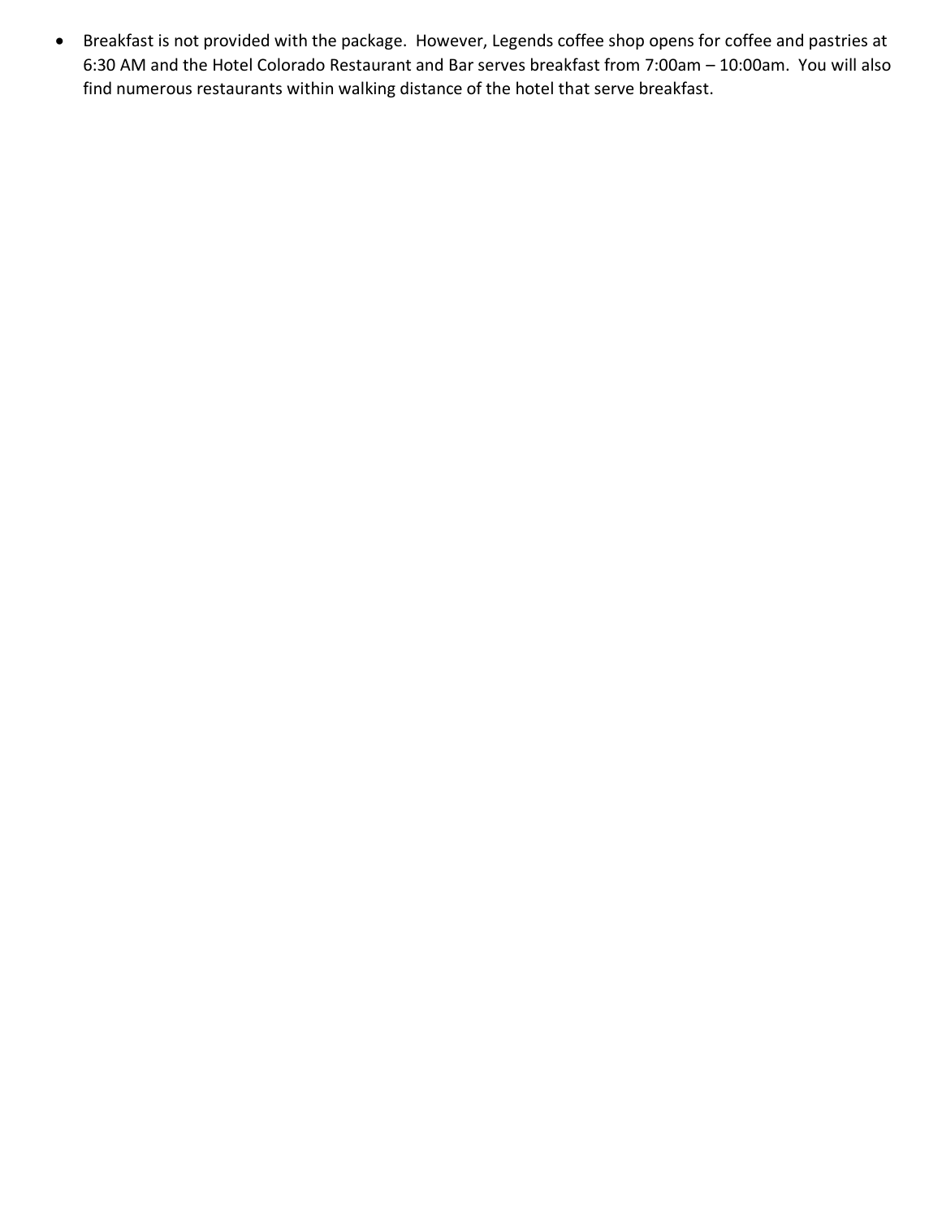- Breakfast is not provided with the package. However, Legends coffee shop opens for coffee and pastries at 6:30 AM and the Hotel Colorado Restaurant and Bar serves breakfast from 7:00am – 10:00am. You will also find numerous restaurants within walking distance of the hotel that serve breakfast.